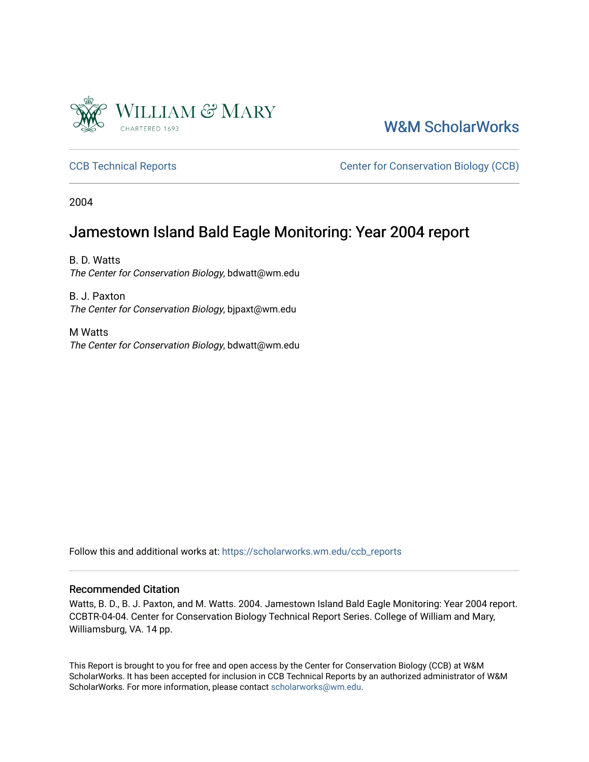William & Mary

CHARTERED 1693

W&M ScholarWorks

CCB Technical Reports

Center for Conservation Biology (CCB)

2004

# Jamestown Island Bald Eagle Monitoring: Year 2004 report

B. D. Watts
*The Center for Conservation Biology*, bdwatt@wm.edu

B. J. Paxton
*The Center for Conservation Biology*, bjpaxt@wm.edu

M Watts
*The Center for Conservation Biology*, bdwatt@wm.edu

Follow this and additional works at: https://scholarworks.wm.edu/ccb_reports

## Recommended Citation

Watts, B. D., B. J. Paxton, and M. Watts. 2004. Jamestown Island Bald Eagle Monitoring: Year 2004 report. CCBTR-04-04. Center for Conservation Biology Technical Report Series. College of William and Mary, Williamsburg, VA. 14 pp.

This Report is brought to you for free and open access by the Center for Conservation Biology (CCB) at W&M ScholarWorks. It has been accepted for inclusion in CCB Technical Reports by an authorized administrator of W&M ScholarWorks. For more information, please contact scholarworks@wm.edu.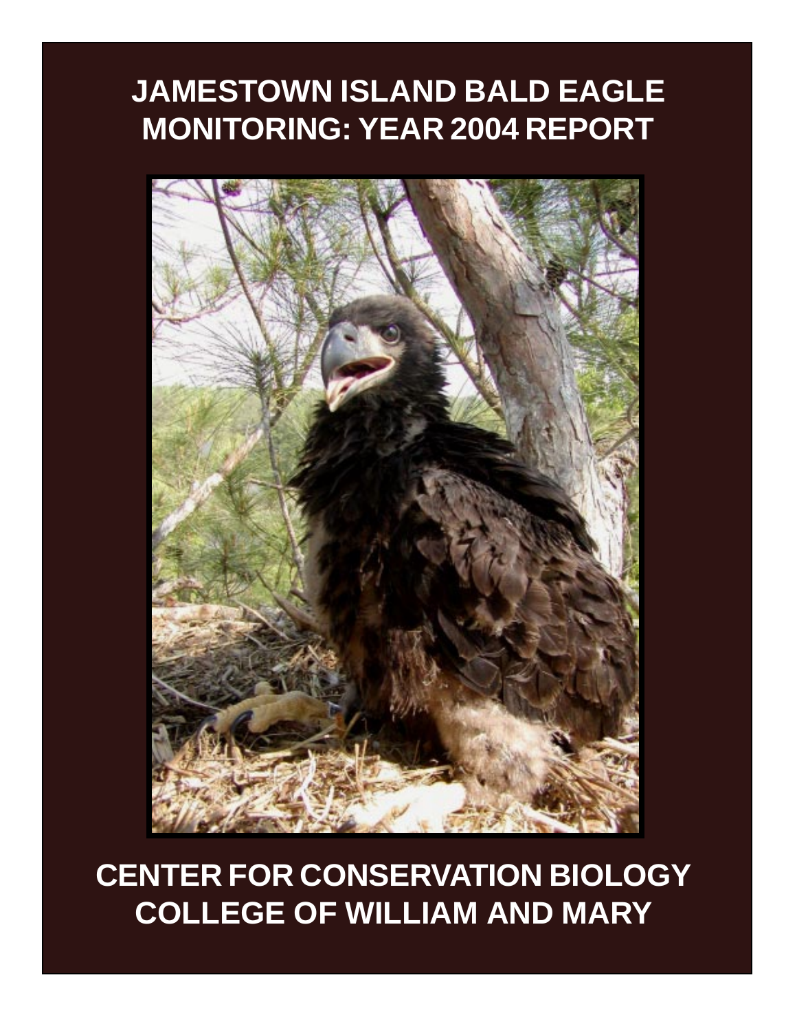# JAMESTOWN ISLAND BALD EAGLE MONITORING: YEAR 2004 REPORT

# CENTER FOR CONSERVATION BIOLOGY COLLEGE OF WILLIAM AND MARY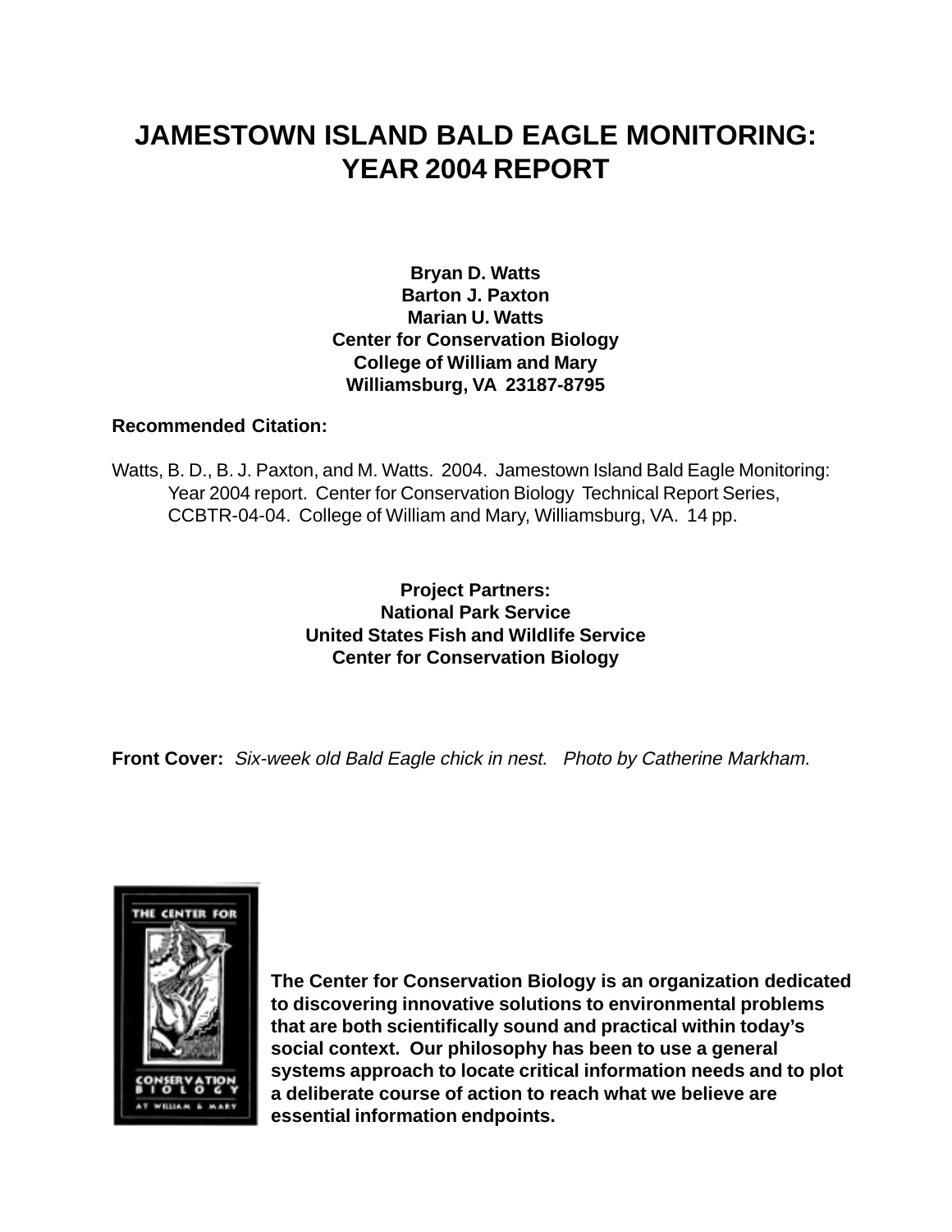# JAMESTOWN ISLAND BALD EAGLE MONITORING: YEAR 2004 REPORT

**Bryan D. Watts**
**Barton J. Paxton**
**Marian U. Watts**
**Center for Conservation Biology**
**College of William and Mary**
**Williamsburg, VA 23187-8795**

**Recommended Citation:**

Watts, B. D., B. J. Paxton, and M. Watts. 2004. Jamestown Island Bald Eagle Monitoring: Year 2004 report. Center for Conservation Biology Technical Report Series, CCBTR-04-04. College of William and Mary, Williamsburg, VA. 14 pp.

**Project Partners:**
**National Park Service**
**United States Fish and Wildlife Service**
**Center for Conservation Biology**

**Front Cover:** *Six-week old Bald Eagle chick in nest. Photo by Catherine Markham.*

**The Center for Conservation Biology is an organization dedicated to discovering innovative solutions to environmental problems that are both scientifically sound and practical within today's social context. Our philosophy has been to use a general systems approach to locate critical information needs and to plot a deliberate course of action to reach what we believe are essential information endpoints.**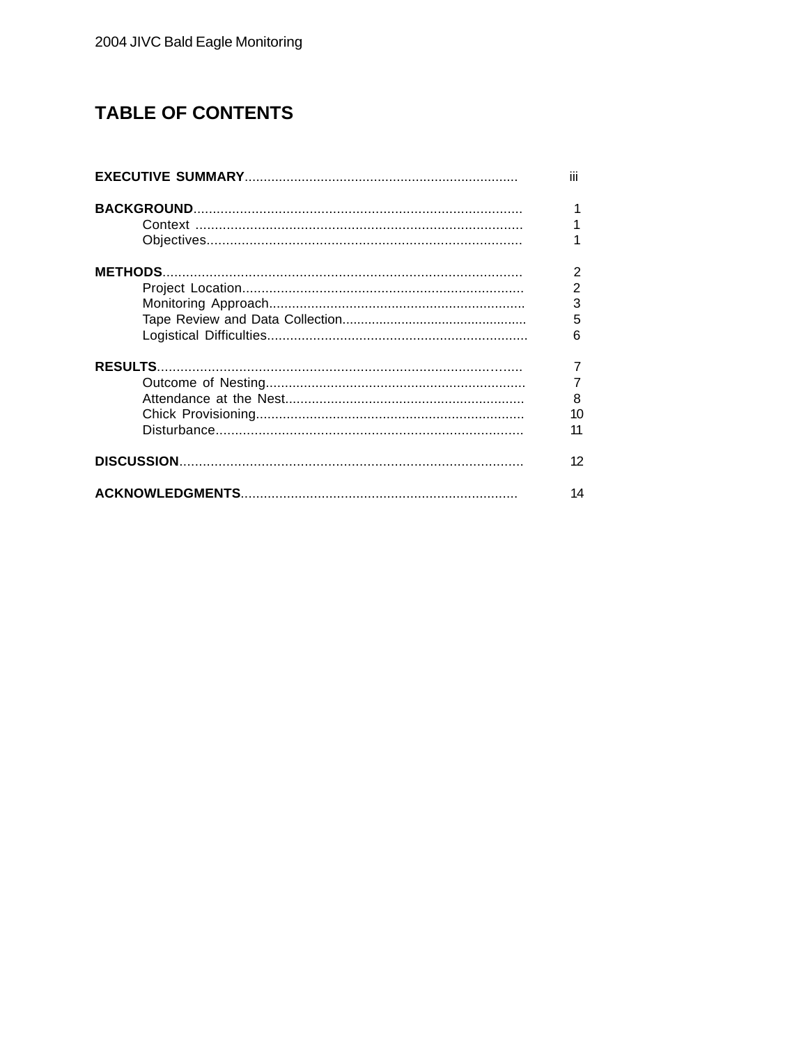# TABLE OF CONTENTS

**EXECUTIVE SUMMARY**....................................................................... iii

**BACKGROUND**..................................................................................... 1
- Context ..................................................................................... 1
- Objectives.................................................................................. 1

**METHODS**............................................................................................ 2
- Project Location......................................................................... 2
- Monitoring Approach.................................................................. 3
- Tape Review and Data Collection................................................. 5
- Logistical Difficulties.................................................................... 6

**RESULTS**............................................................................................... 7
- Outcome of Nesting.................................................................... 7
- Attendance at the Nest............................................................... 8
- Chick Provisioning...................................................................... 10
- Disturbance................................................................................ 11

**DISCUSSION**......................................................................................... 12

**ACKNOWLEDGMENTS**....................................................................... 14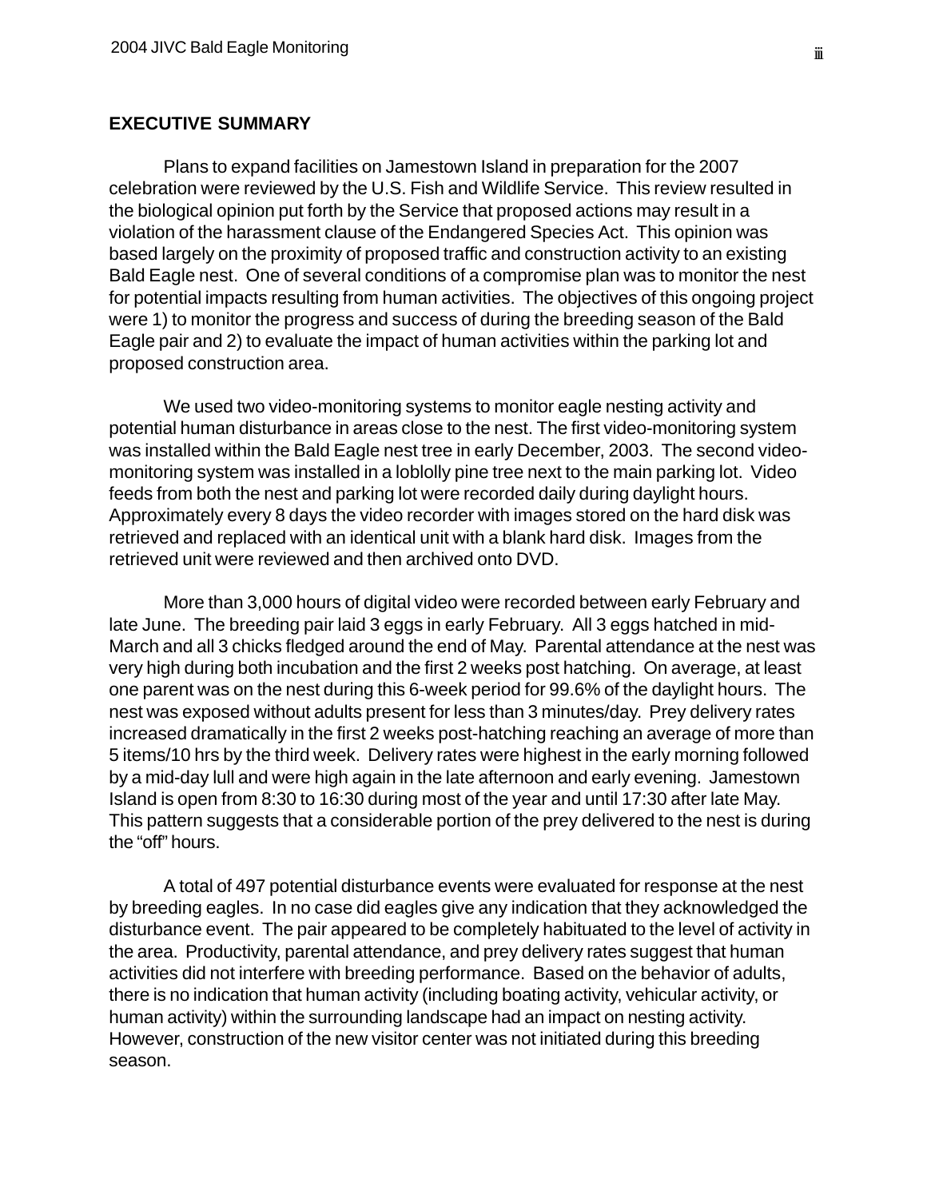## EXECUTIVE SUMMARY

Plans to expand facilities on Jamestown Island in preparation for the 2007 celebration were reviewed by the U.S. Fish and Wildlife Service. This review resulted in the biological opinion put forth by the Service that proposed actions may result in a violation of the harassment clause of the Endangered Species Act. This opinion was based largely on the proximity of proposed traffic and construction activity to an existing Bald Eagle nest. One of several conditions of a compromise plan was to monitor the nest for potential impacts resulting from human activities. The objectives of this ongoing project were 1) to monitor the progress and success of during the breeding season of the Bald Eagle pair and 2) to evaluate the impact of human activities within the parking lot and proposed construction area.

We used two video-monitoring systems to monitor eagle nesting activity and potential human disturbance in areas close to the nest. The first video-monitoring system was installed within the Bald Eagle nest tree in early December, 2003. The second video-monitoring system was installed in a loblolly pine tree next to the main parking lot. Video feeds from both the nest and parking lot were recorded daily during daylight hours. Approximately every 8 days the video recorder with images stored on the hard disk was retrieved and replaced with an identical unit with a blank hard disk. Images from the retrieved unit were reviewed and then archived onto DVD.

More than 3,000 hours of digital video were recorded between early February and late June. The breeding pair laid 3 eggs in early February. All 3 eggs hatched in mid-March and all 3 chicks fledged around the end of May. Parental attendance at the nest was very high during both incubation and the first 2 weeks post hatching. On average, at least one parent was on the nest during this 6-week period for 99.6% of the daylight hours. The nest was exposed without adults present for less than 3 minutes/day. Prey delivery rates increased dramatically in the first 2 weeks post-hatching reaching an average of more than 5 items/10 hrs by the third week. Delivery rates were highest in the early morning followed by a mid-day lull and were high again in the late afternoon and early evening. Jamestown Island is open from 8:30 to 16:30 during most of the year and until 17:30 after late May. This pattern suggests that a considerable portion of the prey delivered to the nest is during the "off" hours.

A total of 497 potential disturbance events were evaluated for response at the nest by breeding eagles. In no case did eagles give any indication that they acknowledged the disturbance event. The pair appeared to be completely habituated to the level of activity in the area. Productivity, parental attendance, and prey delivery rates suggest that human activities did not interfere with breeding performance. Based on the behavior of adults, there is no indication that human activity (including boating activity, vehicular activity, or human activity) within the surrounding landscape had an impact on nesting activity. However, construction of the new visitor center was not initiated during this breeding season.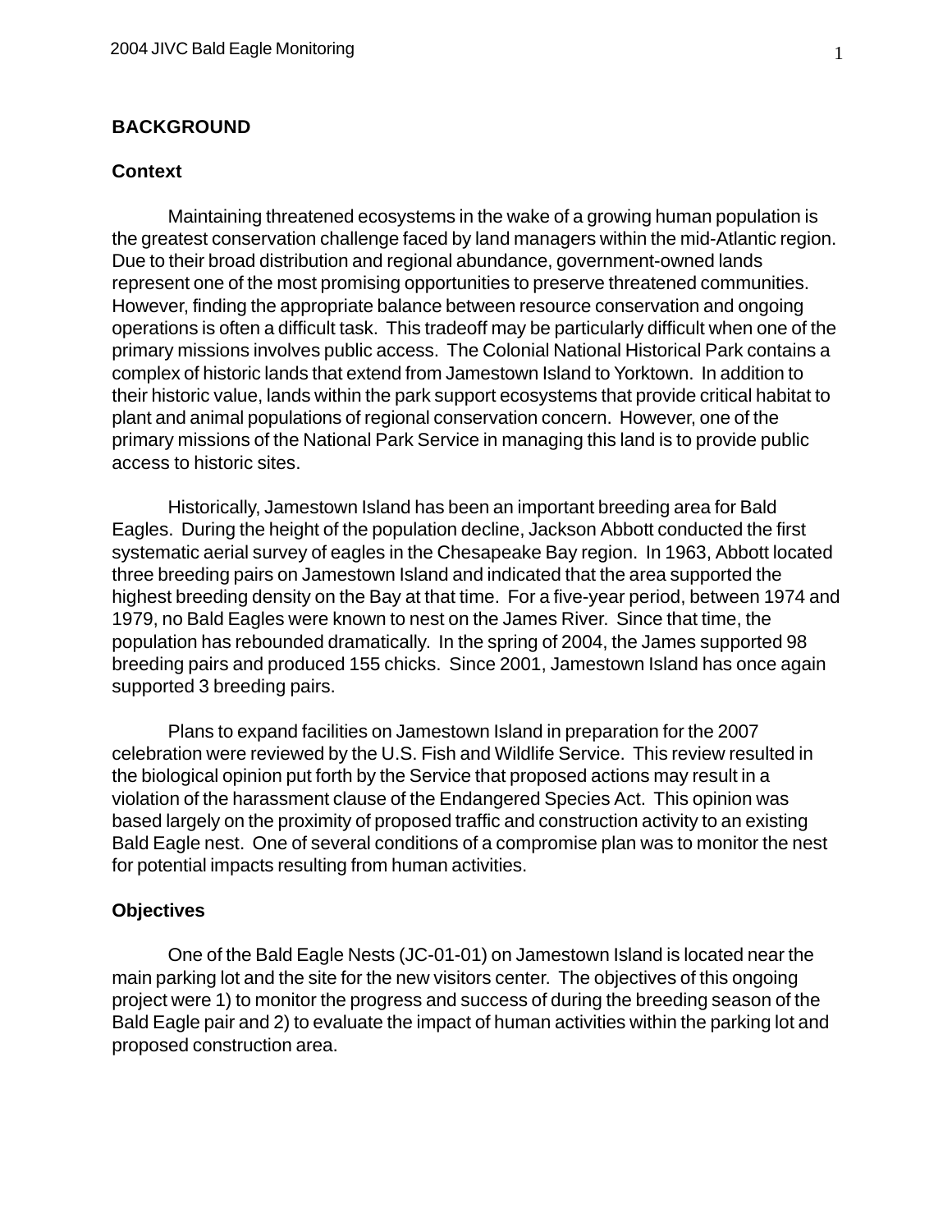## BACKGROUND

### Context

Maintaining threatened ecosystems in the wake of a growing human population is the greatest conservation challenge faced by land managers within the mid-Atlantic region. Due to their broad distribution and regional abundance, government-owned lands represent one of the most promising opportunities to preserve threatened communities. However, finding the appropriate balance between resource conservation and ongoing operations is often a difficult task. This tradeoff may be particularly difficult when one of the primary missions involves public access. The Colonial National Historical Park contains a complex of historic lands that extend from Jamestown Island to Yorktown. In addition to their historic value, lands within the park support ecosystems that provide critical habitat to plant and animal populations of regional conservation concern. However, one of the primary missions of the National Park Service in managing this land is to provide public access to historic sites.

Historically, Jamestown Island has been an important breeding area for Bald Eagles. During the height of the population decline, Jackson Abbott conducted the first systematic aerial survey of eagles in the Chesapeake Bay region. In 1963, Abbott located three breeding pairs on Jamestown Island and indicated that the area supported the highest breeding density on the Bay at that time. For a five-year period, between 1974 and 1979, no Bald Eagles were known to nest on the James River. Since that time, the population has rebounded dramatically. In the spring of 2004, the James supported 98 breeding pairs and produced 155 chicks. Since 2001, Jamestown Island has once again supported 3 breeding pairs.

Plans to expand facilities on Jamestown Island in preparation for the 2007 celebration were reviewed by the U.S. Fish and Wildlife Service. This review resulted in the biological opinion put forth by the Service that proposed actions may result in a violation of the harassment clause of the Endangered Species Act. This opinion was based largely on the proximity of proposed traffic and construction activity to an existing Bald Eagle nest. One of several conditions of a compromise plan was to monitor the nest for potential impacts resulting from human activities.

### Objectives

One of the Bald Eagle Nests (JC-01-01) on Jamestown Island is located near the main parking lot and the site for the new visitors center. The objectives of this ongoing project were 1) to monitor the progress and success of during the breeding season of the Bald Eagle pair and 2) to evaluate the impact of human activities within the parking lot and proposed construction area.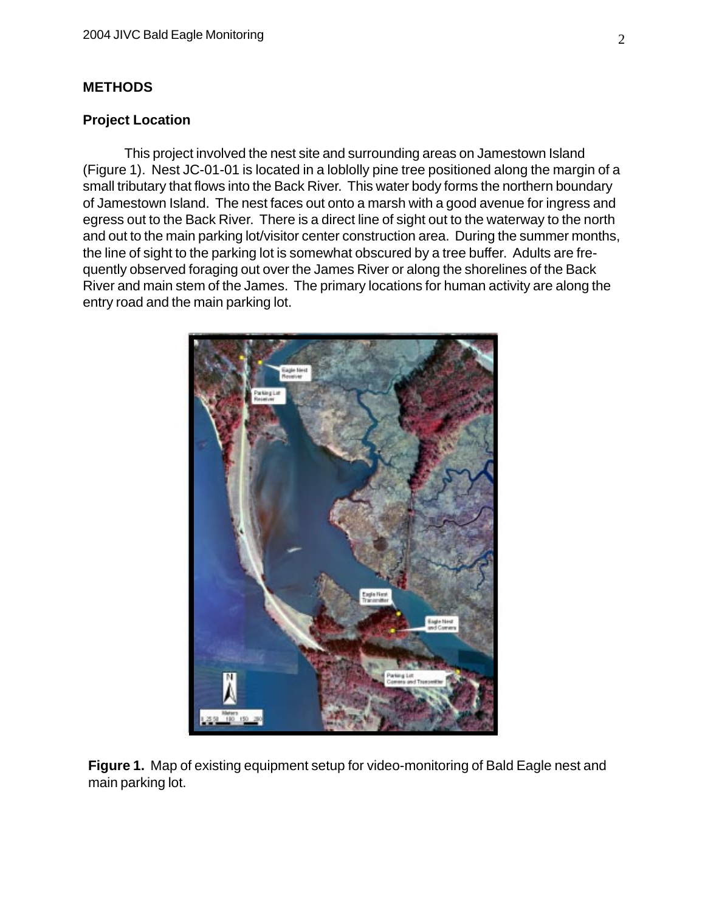## METHODS

### Project Location

This project involved the nest site and surrounding areas on Jamestown Island (Figure 1). Nest JC-01-01 is located in a loblolly pine tree positioned along the margin of a small tributary that flows into the Back River. This water body forms the northern boundary of Jamestown Island. The nest faces out onto a marsh with a good avenue for ingress and egress out to the Back River. There is a direct line of sight out to the waterway to the north and out to the main parking lot/visitor center construction area. During the summer months, the line of sight to the parking lot is somewhat obscured by a tree buffer. Adults are frequently observed foraging out over the James River or along the shorelines of the Back River and main stem of the James. The primary locations for human activity are along the entry road and the main parking lot.

**Figure 1.** Map of existing equipment setup for video-monitoring of Bald Eagle nest and main parking lot.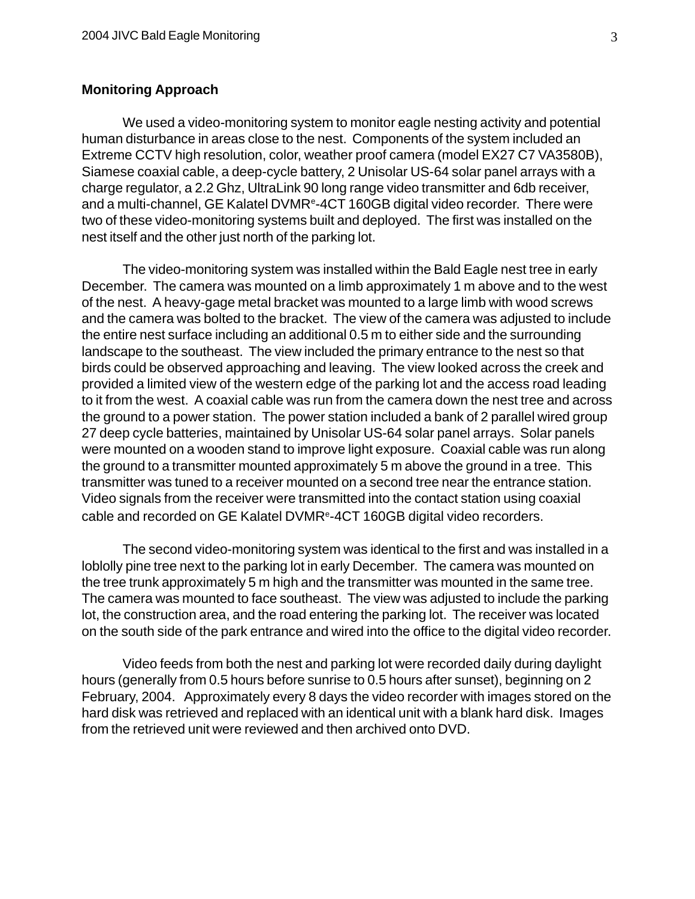**Monitoring Approach**

We used a video-monitoring system to monitor eagle nesting activity and potential human disturbance in areas close to the nest. Components of the system included an Extreme CCTV high resolution, color, weather proof camera (model EX27 C7 VA3580B), Siamese coaxial cable, a deep-cycle battery, 2 Unisolar US-64 solar panel arrays with a charge regulator, a 2.2 Ghz, UltraLink 90 long range video transmitter and 6db receiver, and a multi-channel, GE Kalatel DVMR[e]-4CT 160GB digital video recorder. There were two of these video-monitoring systems built and deployed. The first was installed on the nest itself and the other just north of the parking lot.

The video-monitoring system was installed within the Bald Eagle nest tree in early December. The camera was mounted on a limb approximately 1 m above and to the west of the nest. A heavy-gage metal bracket was mounted to a large limb with wood screws and the camera was bolted to the bracket. The view of the camera was adjusted to include the entire nest surface including an additional 0.5 m to either side and the surrounding landscape to the southeast. The view included the primary entrance to the nest so that birds could be observed approaching and leaving. The view looked across the creek and provided a limited view of the western edge of the parking lot and the access road leading to it from the west. A coaxial cable was run from the camera down the nest tree and across the ground to a power station. The power station included a bank of 2 parallel wired group 27 deep cycle batteries, maintained by Unisolar US-64 solar panel arrays. Solar panels were mounted on a wooden stand to improve light exposure. Coaxial cable was run along the ground to a transmitter mounted approximately 5 m above the ground in a tree. This transmitter was tuned to a receiver mounted on a second tree near the entrance station. Video signals from the receiver were transmitted into the contact station using coaxial cable and recorded on GE Kalatel DVMR[e]-4CT 160GB digital video recorders.

The second video-monitoring system was identical to the first and was installed in a loblolly pine tree next to the parking lot in early December. The camera was mounted on the tree trunk approximately 5 m high and the transmitter was mounted in the same tree. The camera was mounted to face southeast. The view was adjusted to include the parking lot, the construction area, and the road entering the parking lot. The receiver was located on the south side of the park entrance and wired into the office to the digital video recorder.

Video feeds from both the nest and parking lot were recorded daily during daylight hours (generally from 0.5 hours before sunrise to 0.5 hours after sunset), beginning on 2 February, 2004. Approximately every 8 days the video recorder with images stored on the hard disk was retrieved and replaced with an identical unit with a blank hard disk. Images from the retrieved unit were reviewed and then archived onto DVD.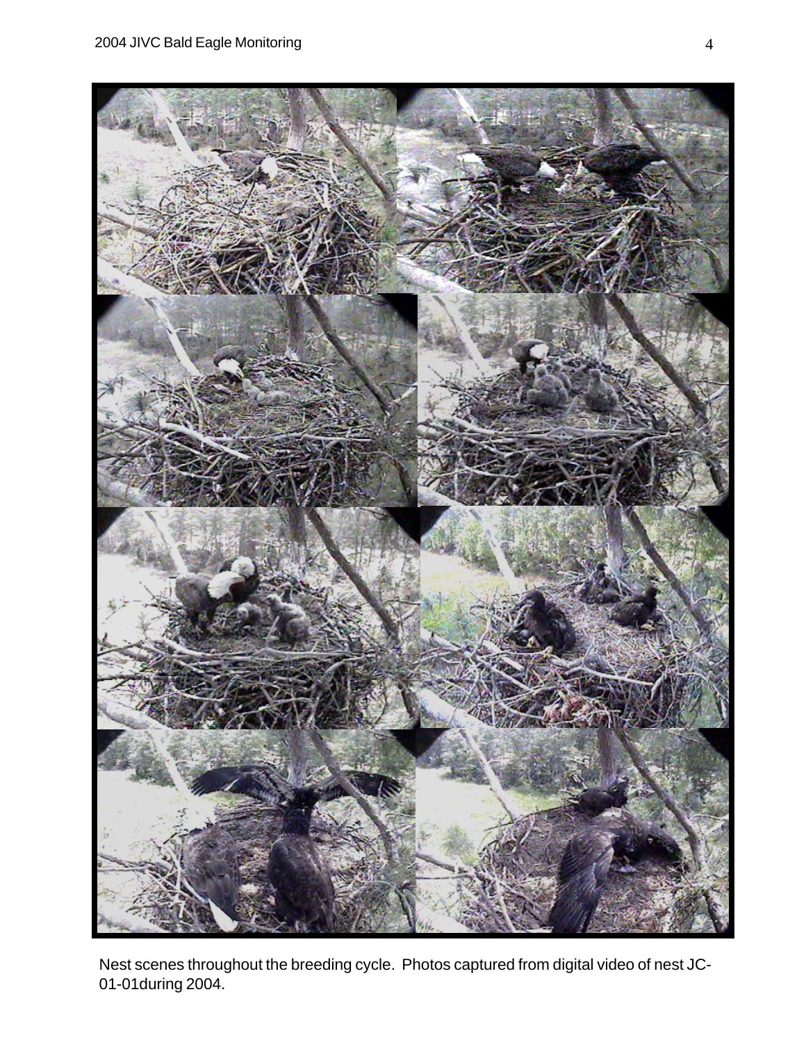Nest scenes throughout the breeding cycle. Photos captured from digital video of nest JC-01-01during 2004.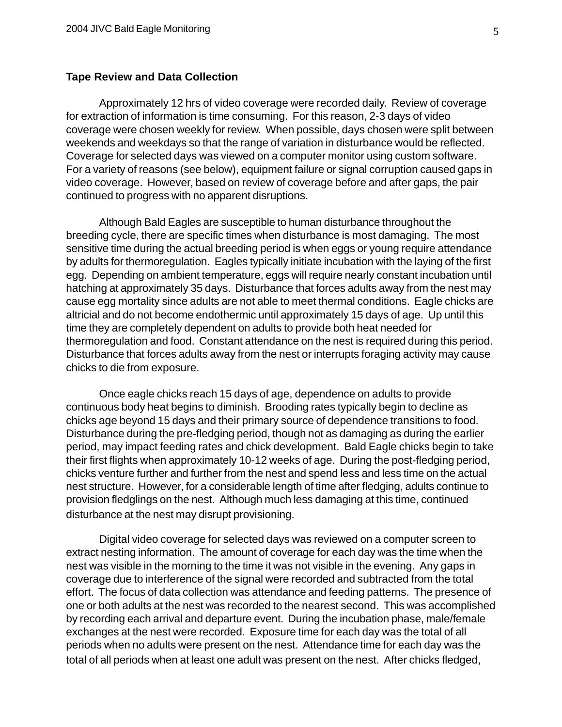### Tape Review and Data Collection

Approximately 12 hrs of video coverage were recorded daily. Review of coverage for extraction of information is time consuming. For this reason, 2-3 days of video coverage were chosen weekly for review. When possible, days chosen were split between weekends and weekdays so that the range of variation in disturbance would be reflected. Coverage for selected days was viewed on a computer monitor using custom software. For a variety of reasons (see below), equipment failure or signal corruption caused gaps in video coverage. However, based on review of coverage before and after gaps, the pair continued to progress with no apparent disruptions.

Although Bald Eagles are susceptible to human disturbance throughout the breeding cycle, there are specific times when disturbance is most damaging. The most sensitive time during the actual breeding period is when eggs or young require attendance by adults for thermoregulation. Eagles typically initiate incubation with the laying of the first egg. Depending on ambient temperature, eggs will require nearly constant incubation until hatching at approximately 35 days. Disturbance that forces adults away from the nest may cause egg mortality since adults are not able to meet thermal conditions. Eagle chicks are altricial and do not become endothermic until approximately 15 days of age. Up until this time they are completely dependent on adults to provide both heat needed for thermoregulation and food. Constant attendance on the nest is required during this period. Disturbance that forces adults away from the nest or interrupts foraging activity may cause chicks to die from exposure.

Once eagle chicks reach 15 days of age, dependence on adults to provide continuous body heat begins to diminish. Brooding rates typically begin to decline as chicks age beyond 15 days and their primary source of dependence transitions to food. Disturbance during the pre-fledging period, though not as damaging as during the earlier period, may impact feeding rates and chick development. Bald Eagle chicks begin to take their first flights when approximately 10-12 weeks of age. During the post-fledging period, chicks venture further and further from the nest and spend less and less time on the actual nest structure. However, for a considerable length of time after fledging, adults continue to provision fledglings on the nest. Although much less damaging at this time, continued disturbance at the nest may disrupt provisioning.

Digital video coverage for selected days was reviewed on a computer screen to extract nesting information. The amount of coverage for each day was the time when the nest was visible in the morning to the time it was not visible in the evening. Any gaps in coverage due to interference of the signal were recorded and subtracted from the total effort. The focus of data collection was attendance and feeding patterns. The presence of one or both adults at the nest was recorded to the nearest second. This was accomplished by recording each arrival and departure event. During the incubation phase, male/female exchanges at the nest were recorded. Exposure time for each day was the total of all periods when no adults were present on the nest. Attendance time for each day was the total of all periods when at least one adult was present on the nest. After chicks fledged,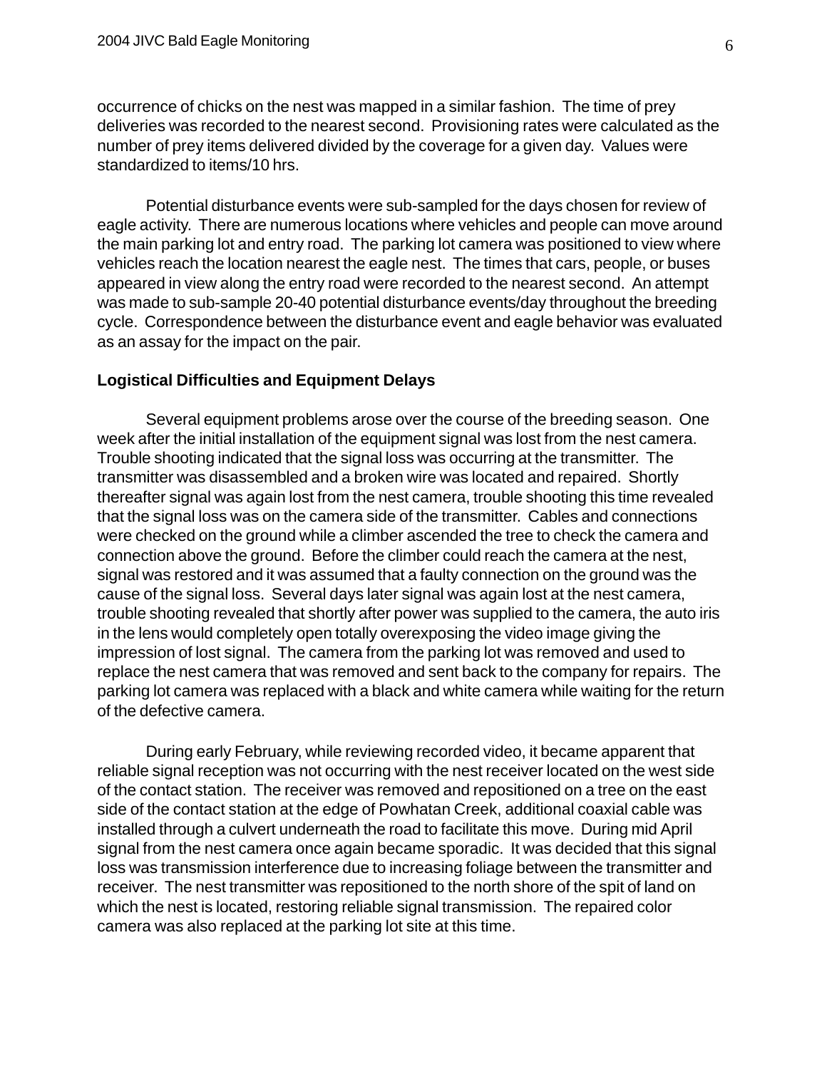occurrence of chicks on the nest was mapped in a similar fashion. The time of prey deliveries was recorded to the nearest second. Provisioning rates were calculated as the number of prey items delivered divided by the coverage for a given day. Values were standardized to items/10 hrs.

Potential disturbance events were sub-sampled for the days chosen for review of eagle activity. There are numerous locations where vehicles and people can move around the main parking lot and entry road. The parking lot camera was positioned to view where vehicles reach the location nearest the eagle nest. The times that cars, people, or buses appeared in view along the entry road were recorded to the nearest second. An attempt was made to sub-sample 20-40 potential disturbance events/day throughout the breeding cycle. Correspondence between the disturbance event and eagle behavior was evaluated as an assay for the impact on the pair.

**Logistical Difficulties and Equipment Delays**

Several equipment problems arose over the course of the breeding season. One week after the initial installation of the equipment signal was lost from the nest camera. Trouble shooting indicated that the signal loss was occurring at the transmitter. The transmitter was disassembled and a broken wire was located and repaired. Shortly thereafter signal was again lost from the nest camera, trouble shooting this time revealed that the signal loss was on the camera side of the transmitter. Cables and connections were checked on the ground while a climber ascended the tree to check the camera and connection above the ground. Before the climber could reach the camera at the nest, signal was restored and it was assumed that a faulty connection on the ground was the cause of the signal loss. Several days later signal was again lost at the nest camera, trouble shooting revealed that shortly after power was supplied to the camera, the auto iris in the lens would completely open totally overexposing the video image giving the impression of lost signal. The camera from the parking lot was removed and used to replace the nest camera that was removed and sent back to the company for repairs. The parking lot camera was replaced with a black and white camera while waiting for the return of the defective camera.

During early February, while reviewing recorded video, it became apparent that reliable signal reception was not occurring with the nest receiver located on the west side of the contact station. The receiver was removed and repositioned on a tree on the east side of the contact station at the edge of Powhatan Creek, additional coaxial cable was installed through a culvert underneath the road to facilitate this move. During mid April signal from the nest camera once again became sporadic. It was decided that this signal loss was transmission interference due to increasing foliage between the transmitter and receiver. The nest transmitter was repositioned to the north shore of the spit of land on which the nest is located, restoring reliable signal transmission. The repaired color camera was also replaced at the parking lot site at this time.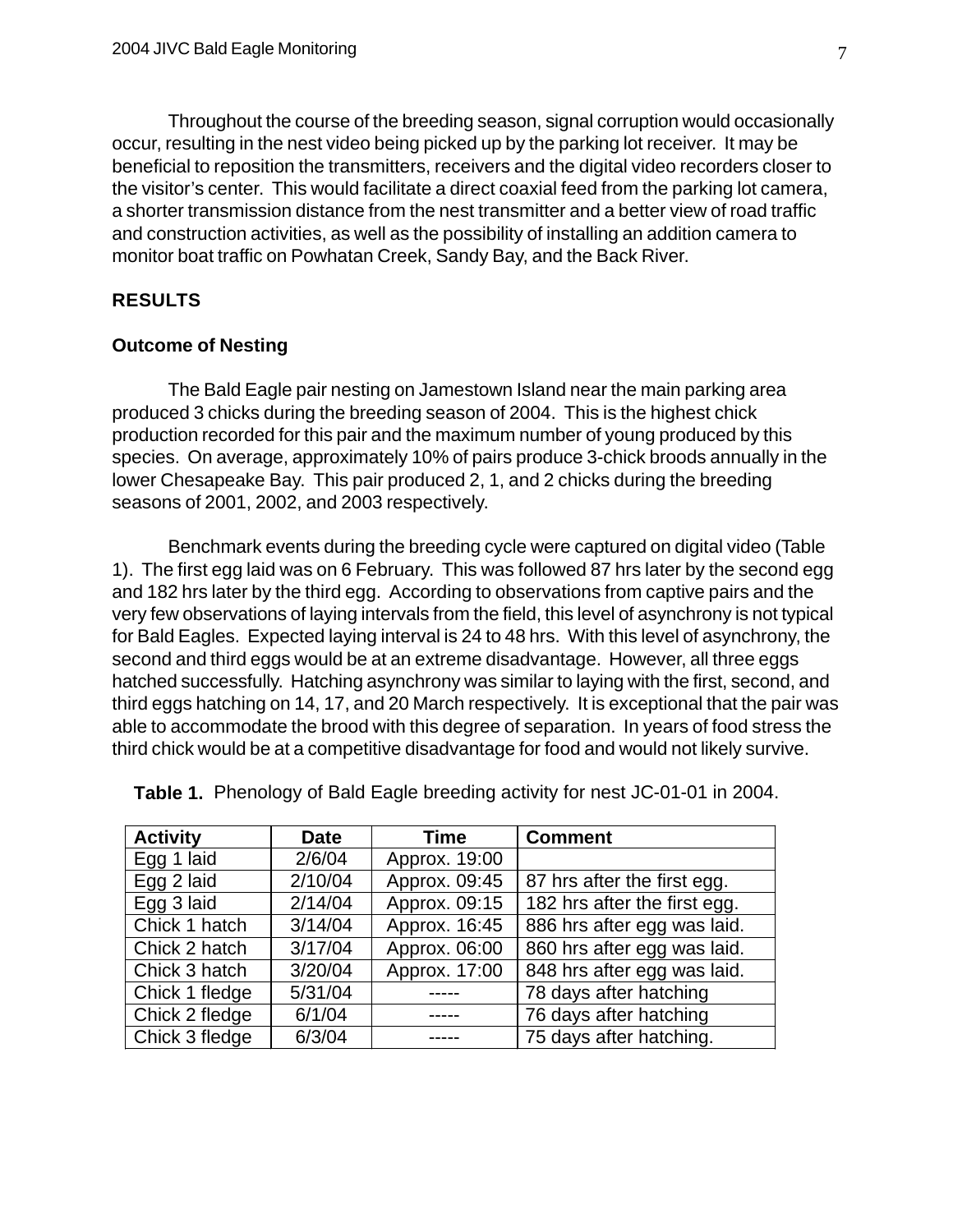Throughout the course of the breeding season, signal corruption would occasionally occur, resulting in the nest video being picked up by the parking lot receiver. It may be beneficial to reposition the transmitters, receivers and the digital video recorders closer to the visitor's center. This would facilitate a direct coaxial feed from the parking lot camera, a shorter transmission distance from the nest transmitter and a better view of road traffic and construction activities, as well as the possibility of installing an addition camera to monitor boat traffic on Powhatan Creek, Sandy Bay, and the Back River.

## RESULTS

### Outcome of Nesting

The Bald Eagle pair nesting on Jamestown Island near the main parking area produced 3 chicks during the breeding season of 2004. This is the highest chick production recorded for this pair and the maximum number of young produced by this species. On average, approximately 10% of pairs produce 3-chick broods annually in the lower Chesapeake Bay. This pair produced 2, 1, and 2 chicks during the breeding seasons of 2001, 2002, and 2003 respectively.

Benchmark events during the breeding cycle were captured on digital video (Table 1). The first egg laid was on 6 February. This was followed 87 hrs later by the second egg and 182 hrs later by the third egg. According to observations from captive pairs and the very few observations of laying intervals from the field, this level of asynchrony is not typical for Bald Eagles. Expected laying interval is 24 to 48 hrs. With this level of asynchrony, the second and third eggs would be at an extreme disadvantage. However, all three eggs hatched successfully. Hatching asynchrony was similar to laying with the first, second, and third eggs hatching on 14, 17, and 20 March respectively. It is exceptional that the pair was able to accommodate the brood with this degree of separation. In years of food stress the third chick would be at a competitive disadvantage for food and would not likely survive.

**Table 1.** Phenology of Bald Eagle breeding activity for nest JC-01-01 in 2004.

| Activity | Date | Time | Comment |
|---|---|---|---|
| Egg 1 laid | 2/6/04 | Approx. 19:00 | |
| Egg 2 laid | 2/10/04 | Approx. 09:45 | 87 hrs after the first egg. |
| Egg 3 laid | 2/14/04 | Approx. 09:15 | 182 hrs after the first egg. |
| Chick 1 hatch | 3/14/04 | Approx. 16:45 | 886 hrs after egg was laid. |
| Chick 2 hatch | 3/17/04 | Approx. 06:00 | 860 hrs after egg was laid. |
| Chick 3 hatch | 3/20/04 | Approx. 17:00 | 848 hrs after egg was laid. |
| Chick 1 fledge | 5/31/04 | ----- | 78 days after hatching |
| Chick 2 fledge | 6/1/04 | ----- | 76 days after hatching |
| Chick 3 fledge | 6/3/04 | ----- | 75 days after hatching. |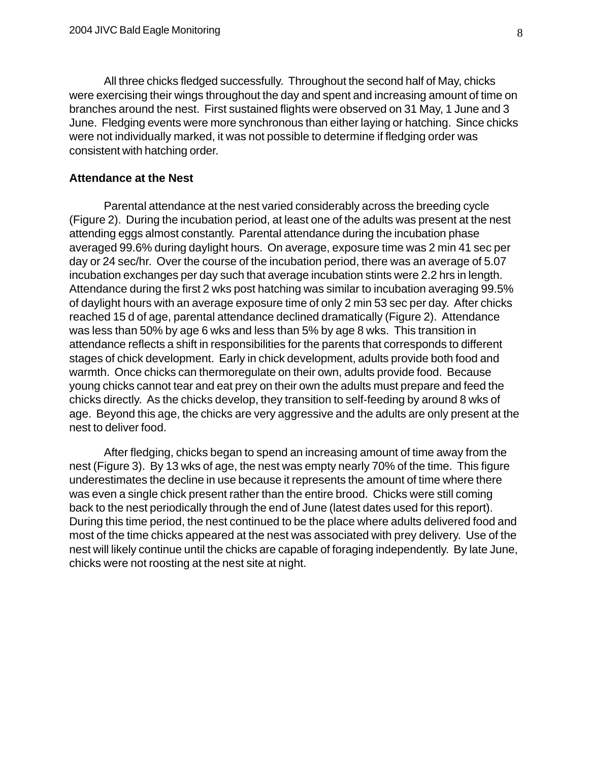All three chicks fledged successfully. Throughout the second half of May, chicks were exercising their wings throughout the day and spent and increasing amount of time on branches around the nest. First sustained flights were observed on 31 May, 1 June and 3 June. Fledging events were more synchronous than either laying or hatching. Since chicks were not individually marked, it was not possible to determine if fledging order was consistent with hatching order.

### Attendance at the Nest

Parental attendance at the nest varied considerably across the breeding cycle (Figure 2). During the incubation period, at least one of the adults was present at the nest attending eggs almost constantly. Parental attendance during the incubation phase averaged 99.6% during daylight hours. On average, exposure time was 2 min 41 sec per day or 24 sec/hr. Over the course of the incubation period, there was an average of 5.07 incubation exchanges per day such that average incubation stints were 2.2 hrs in length. Attendance during the first 2 wks post hatching was similar to incubation averaging 99.5% of daylight hours with an average exposure time of only 2 min 53 sec per day. After chicks reached 15 d of age, parental attendance declined dramatically (Figure 2). Attendance was less than 50% by age 6 wks and less than 5% by age 8 wks. This transition in attendance reflects a shift in responsibilities for the parents that corresponds to different stages of chick development. Early in chick development, adults provide both food and warmth. Once chicks can thermoregulate on their own, adults provide food. Because young chicks cannot tear and eat prey on their own the adults must prepare and feed the chicks directly. As the chicks develop, they transition to self-feeding by around 8 wks of age. Beyond this age, the chicks are very aggressive and the adults are only present at the nest to deliver food.

After fledging, chicks began to spend an increasing amount of time away from the nest (Figure 3). By 13 wks of age, the nest was empty nearly 70% of the time. This figure underestimates the decline in use because it represents the amount of time where there was even a single chick present rather than the entire brood. Chicks were still coming back to the nest periodically through the end of June (latest dates used for this report). During this time period, the nest continued to be the place where adults delivered food and most of the time chicks appeared at the nest was associated with prey delivery. Use of the nest will likely continue until the chicks are capable of foraging independently. By late June, chicks were not roosting at the nest site at night.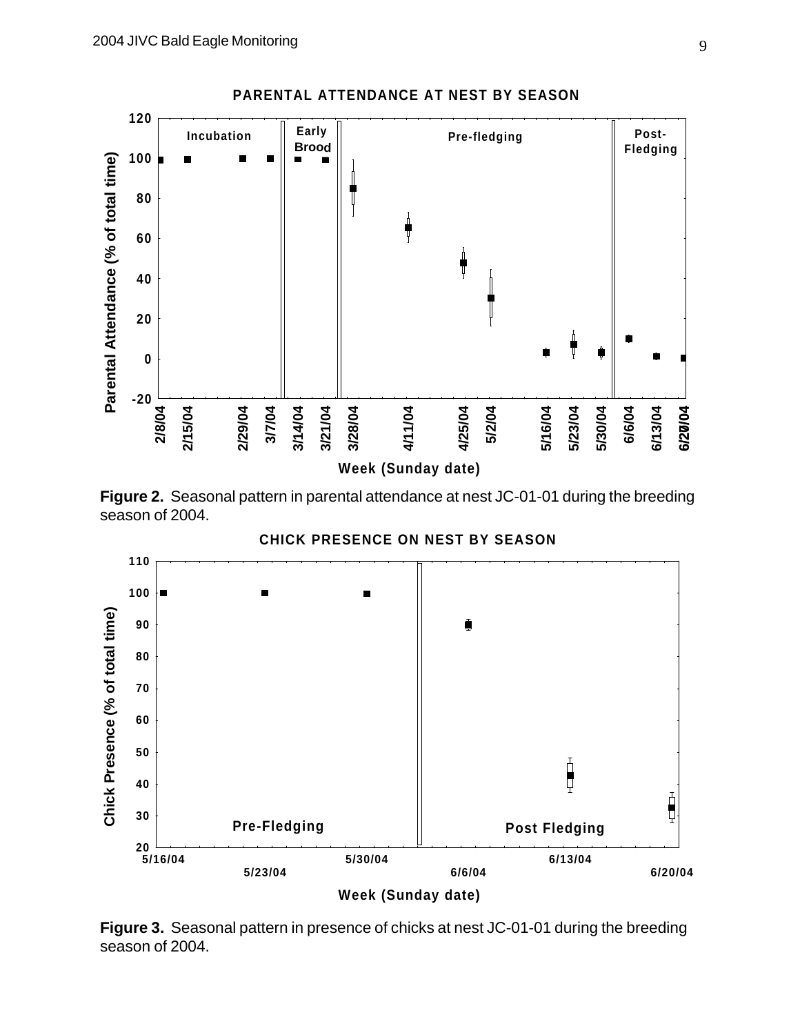**Figure 2.** Seasonal pattern in parental attendance at nest JC-01-01 during the breeding season of 2004.

**Figure 3.** Seasonal pattern in presence of chicks at nest JC-01-01 during the breeding season of 2004.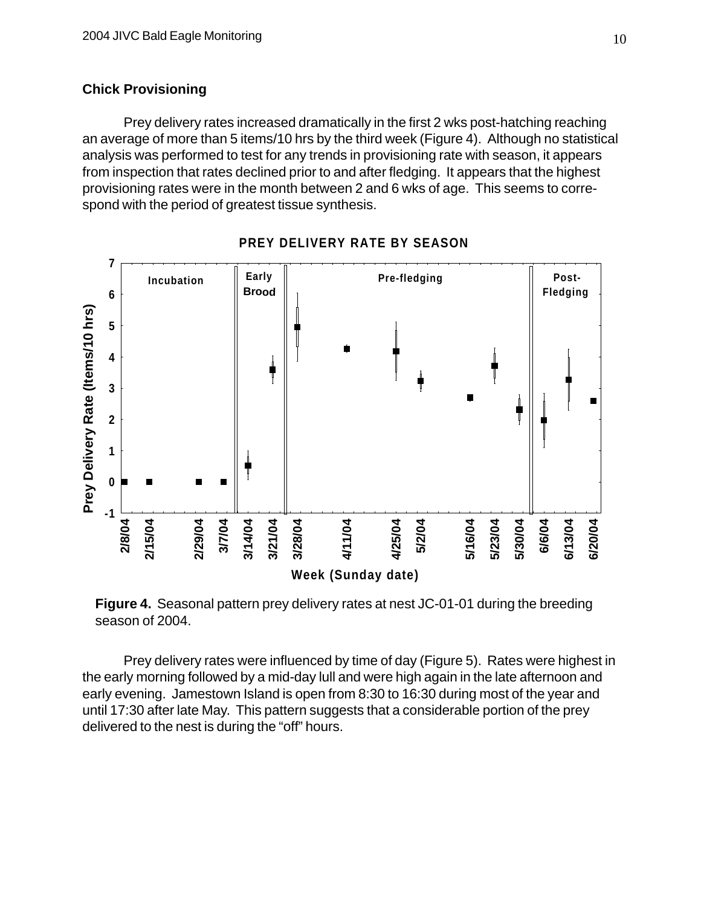## Chick Provisioning

Prey delivery rates increased dramatically in the first 2 wks post-hatching reaching an average of more than 5 items/10 hrs by the third week (Figure 4). Although no statistical analysis was performed to test for any trends in provisioning rate with season, it appears from inspection that rates declined prior to and after fledging. It appears that the highest provisioning rates were in the month between 2 and 6 wks of age. This seems to correspond with the period of greatest tissue synthesis.

**Figure 4.** Seasonal pattern prey delivery rates at nest JC-01-01 during the breeding season of 2004.

Prey delivery rates were influenced by time of day (Figure 5). Rates were highest in the early morning followed by a mid-day lull and were high again in the late afternoon and early evening. Jamestown Island is open from 8:30 to 16:30 during most of the year and until 17:30 after late May. This pattern suggests that a considerable portion of the prey delivered to the nest is during the "off" hours.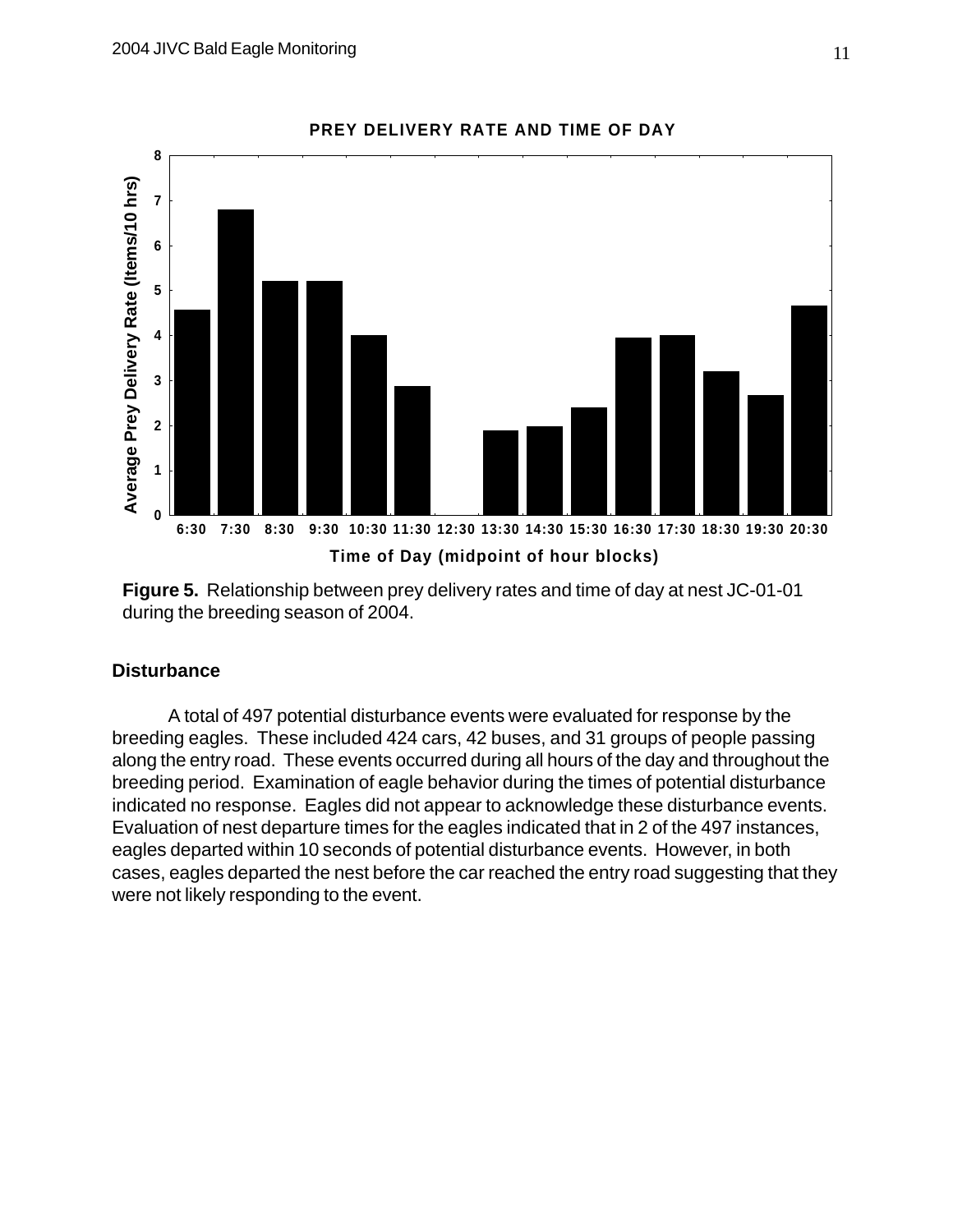**Figure 5.** Relationship between prey delivery rates and time of day at nest JC-01-01 during the breeding season of 2004.

### Disturbance

A total of 497 potential disturbance events were evaluated for response by the breeding eagles. These included 424 cars, 42 buses, and 31 groups of people passing along the entry road. These events occurred during all hours of the day and throughout the breeding period. Examination of eagle behavior during the times of potential disturbance indicated no response. Eagles did not appear to acknowledge these disturbance events. Evaluation of nest departure times for the eagles indicated that in 2 of the 497 instances, eagles departed within 10 seconds of potential disturbance events. However, in both cases, eagles departed the nest before the car reached the entry road suggesting that they were not likely responding to the event.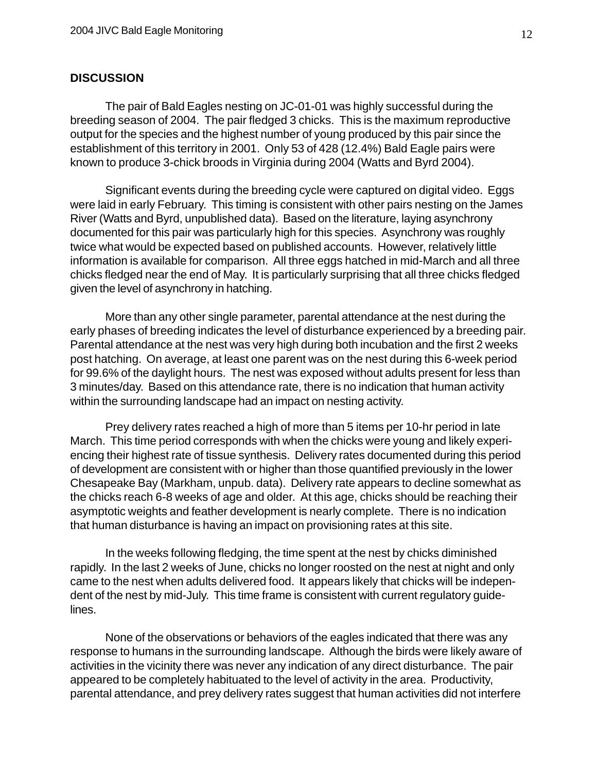## DISCUSSION

The pair of Bald Eagles nesting on JC-01-01 was highly successful during the breeding season of 2004. The pair fledged 3 chicks. This is the maximum reproductive output for the species and the highest number of young produced by this pair since the establishment of this territory in 2001. Only 53 of 428 (12.4%) Bald Eagle pairs were known to produce 3-chick broods in Virginia during 2004 (Watts and Byrd 2004).

Significant events during the breeding cycle were captured on digital video. Eggs were laid in early February. This timing is consistent with other pairs nesting on the James River (Watts and Byrd, unpublished data). Based on the literature, laying asynchrony documented for this pair was particularly high for this species. Asynchrony was roughly twice what would be expected based on published accounts. However, relatively little information is available for comparison. All three eggs hatched in mid-March and all three chicks fledged near the end of May. It is particularly surprising that all three chicks fledged given the level of asynchrony in hatching.

More than any other single parameter, parental attendance at the nest during the early phases of breeding indicates the level of disturbance experienced by a breeding pair. Parental attendance at the nest was very high during both incubation and the first 2 weeks post hatching. On average, at least one parent was on the nest during this 6-week period for 99.6% of the daylight hours. The nest was exposed without adults present for less than 3 minutes/day. Based on this attendance rate, there is no indication that human activity within the surrounding landscape had an impact on nesting activity.

Prey delivery rates reached a high of more than 5 items per 10-hr period in late March. This time period corresponds with when the chicks were young and likely experiencing their highest rate of tissue synthesis. Delivery rates documented during this period of development are consistent with or higher than those quantified previously in the lower Chesapeake Bay (Markham, unpub. data). Delivery rate appears to decline somewhat as the chicks reach 6-8 weeks of age and older. At this age, chicks should be reaching their asymptotic weights and feather development is nearly complete. There is no indication that human disturbance is having an impact on provisioning rates at this site.

In the weeks following fledging, the time spent at the nest by chicks diminished rapidly. In the last 2 weeks of June, chicks no longer roosted on the nest at night and only came to the nest when adults delivered food. It appears likely that chicks will be independent of the nest by mid-July. This time frame is consistent with current regulatory guidelines.

None of the observations or behaviors of the eagles indicated that there was any response to humans in the surrounding landscape. Although the birds were likely aware of activities in the vicinity there was never any indication of any direct disturbance. The pair appeared to be completely habituated to the level of activity in the area. Productivity, parental attendance, and prey delivery rates suggest that human activities did not interfere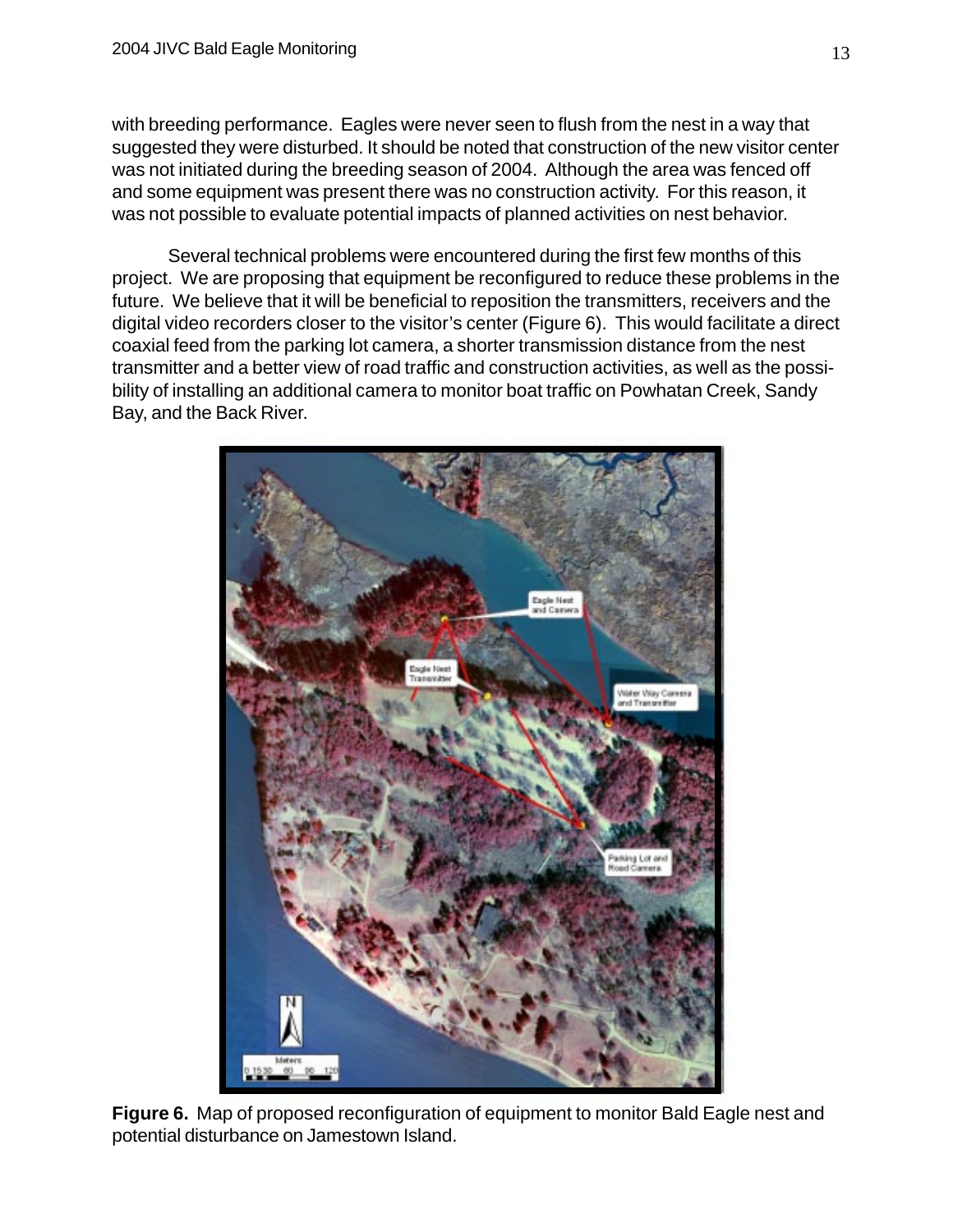with breeding performance. Eagles were never seen to flush from the nest in a way that suggested they were disturbed. It should be noted that construction of the new visitor center was not initiated during the breeding season of 2004. Although the area was fenced off and some equipment was present there was no construction activity. For this reason, it was not possible to evaluate potential impacts of planned activities on nest behavior.

Several technical problems were encountered during the first few months of this project. We are proposing that equipment be reconfigured to reduce these problems in the future. We believe that it will be beneficial to reposition the transmitters, receivers and the digital video recorders closer to the visitor's center (Figure 6). This would facilitate a direct coaxial feed from the parking lot camera, a shorter transmission distance from the nest transmitter and a better view of road traffic and construction activities, as well as the possibility of installing an additional camera to monitor boat traffic on Powhatan Creek, Sandy Bay, and the Back River.

**Figure 6.** Map of proposed reconfiguration of equipment to monitor Bald Eagle nest and potential disturbance on Jamestown Island.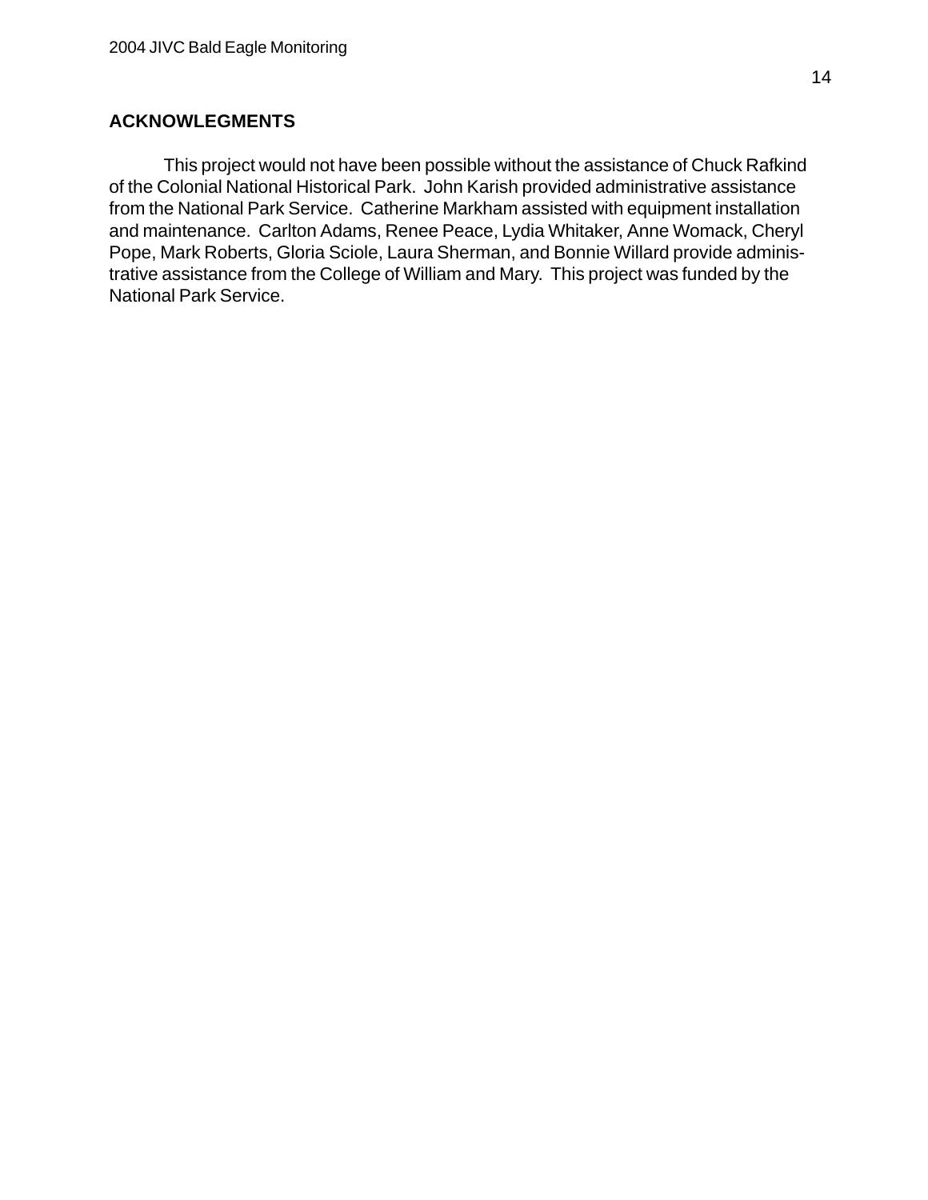## ACKNOWLEGMENTS

This project would not have been possible without the assistance of Chuck Rafkind of the Colonial National Historical Park. John Karish provided administrative assistance from the National Park Service. Catherine Markham assisted with equipment installation and maintenance. Carlton Adams, Renee Peace, Lydia Whitaker, Anne Womack, Cheryl Pope, Mark Roberts, Gloria Sciole, Laura Sherman, and Bonnie Willard provide administrative assistance from the College of William and Mary. This project was funded by the National Park Service.